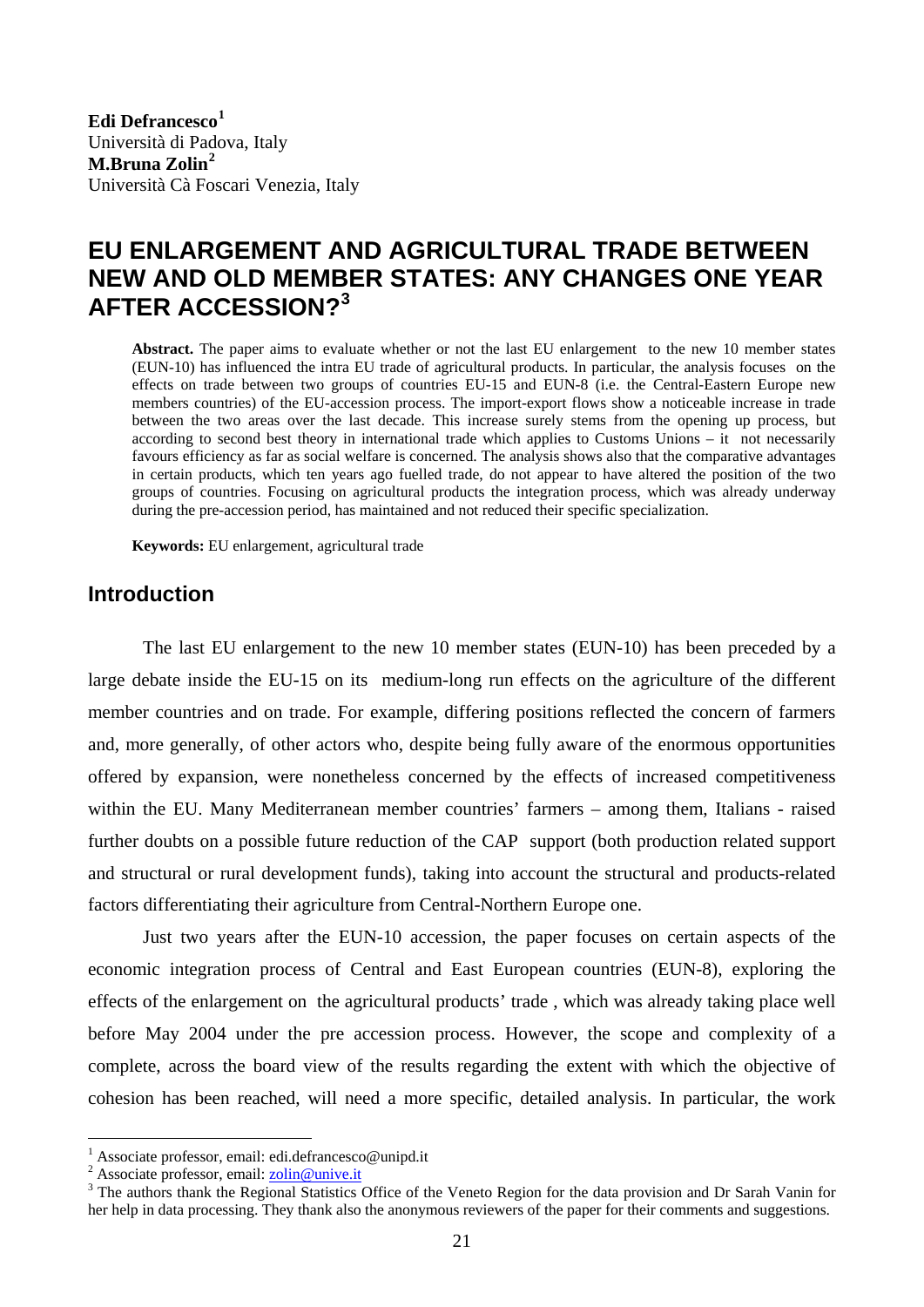**Edi Defrancesco**[1]
Università di Padova, Italy
**M.Bruna Zolin**[2]
Università Cà Foscari Venezia, Italy

# EU ENLARGEMENT AND AGRICULTURAL TRADE BETWEEN NEW AND OLD MEMBER STATES: ANY CHANGES ONE YEAR AFTER ACCESSION?[3]

**Abstract.** The paper aims to evaluate whether or not the last EU enlargement to the new 10 member states (EUN-10) has influenced the intra EU trade of agricultural products. In particular, the analysis focuses on the effects on trade between two groups of countries EU-15 and EUN-8 (i.e. the Central-Eastern Europe new members countries) of the EU-accession process. The import-export flows show a noticeable increase in trade between the two areas over the last decade. This increase surely stems from the opening up process, but according to second best theory in international trade which applies to Customs Unions – it not necessarily favours efficiency as far as social welfare is concerned. The analysis shows also that the comparative advantages in certain products, which ten years ago fuelled trade, do not appear to have altered the position of the two groups of countries. Focusing on agricultural products the integration process, which was already underway during the pre-accession period, has maintained and not reduced their specific specialization.

**Keywords:** EU enlargement, agricultural trade

## Introduction

The last EU enlargement to the new 10 member states (EUN-10) has been preceded by a large debate inside the EU-15 on its medium-long run effects on the agriculture of the different member countries and on trade. For example, differing positions reflected the concern of farmers and, more generally, of other actors who, despite being fully aware of the enormous opportunities offered by expansion, were nonetheless concerned by the effects of increased competitiveness within the EU. Many Mediterranean member countries' farmers – among them, Italians - raised further doubts on a possible future reduction of the CAP support (both production related support and structural or rural development funds), taking into account the structural and products-related factors differentiating their agriculture from Central-Northern Europe one.

Just two years after the EUN-10 accession, the paper focuses on certain aspects of the economic integration process of Central and East European countries (EUN-8), exploring the effects of the enlargement on the agricultural products' trade , which was already taking place well before May 2004 under the pre accession process. However, the scope and complexity of a complete, across the board view of the results regarding the extent with which the objective of cohesion has been reached, will need a more specific, detailed analysis. In particular, the work

---

[1] Associate professor, email: edi.defrancesco@unipd.it
[2] Associate professor, email: zolin@unive.it
[3] The authors thank the Regional Statistics Office of the Veneto Region for the data provision and Dr Sarah Vanin for her help in data processing. They thank also the anonymous reviewers of the paper for their comments and suggestions.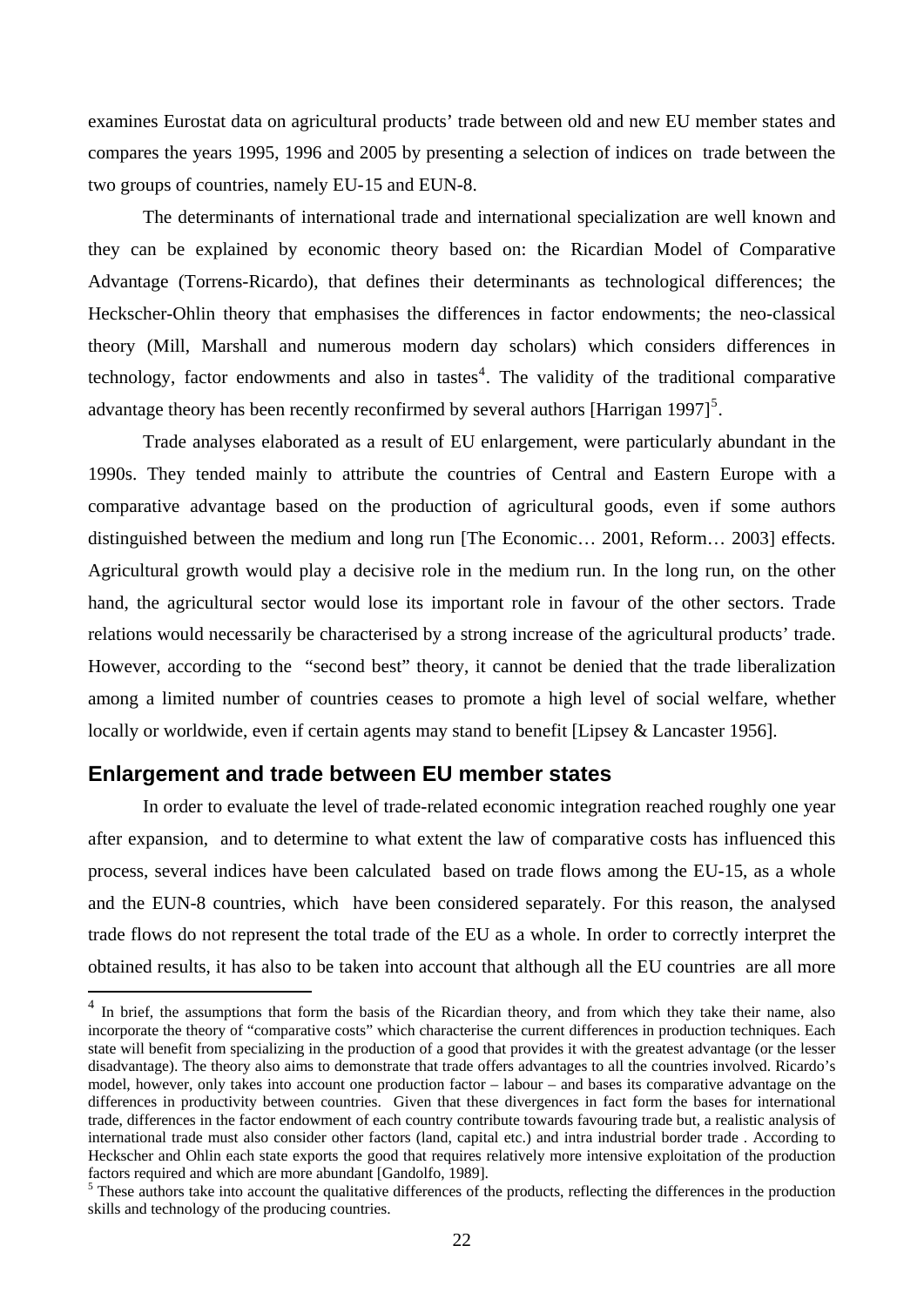examines Eurostat data on agricultural products' trade between old and new EU member states and compares the years 1995, 1996 and 2005 by presenting a selection of indices on trade between the two groups of countries, namely EU-15 and EUN-8.

The determinants of international trade and international specialization are well known and they can be explained by economic theory based on: the Ricardian Model of Comparative Advantage (Torrens-Ricardo), that defines their determinants as technological differences; the Heckscher-Ohlin theory that emphasises the differences in factor endowments; the neo-classical theory (Mill, Marshall and numerous modern day scholars) which considers differences in technology, factor endowments and also in tastes[4]. The validity of the traditional comparative advantage theory has been recently reconfirmed by several authors [Harrigan 1997][5].

Trade analyses elaborated as a result of EU enlargement, were particularly abundant in the 1990s. They tended mainly to attribute the countries of Central and Eastern Europe with a comparative advantage based on the production of agricultural goods, even if some authors distinguished between the medium and long run [The Economic… 2001, Reform… 2003] effects. Agricultural growth would play a decisive role in the medium run. In the long run, on the other hand, the agricultural sector would lose its important role in favour of the other sectors. Trade relations would necessarily be characterised by a strong increase of the agricultural products' trade. However, according to the "second best" theory, it cannot be denied that the trade liberalization among a limited number of countries ceases to promote a high level of social welfare, whether locally or worldwide, even if certain agents may stand to benefit [Lipsey & Lancaster 1956].

## Enlargement and trade between EU member states

In order to evaluate the level of trade-related economic integration reached roughly one year after expansion, and to determine to what extent the law of comparative costs has influenced this process, several indices have been calculated based on trade flows among the EU-15, as a whole and the EUN-8 countries, which have been considered separately. For this reason, the analysed trade flows do not represent the total trade of the EU as a whole. In order to correctly interpret the obtained results, it has also to be taken into account that although all the EU countries are all more

---

[4] In brief, the assumptions that form the basis of the Ricardian theory, and from which they take their name, also incorporate the theory of "comparative costs" which characterise the current differences in production techniques. Each state will benefit from specializing in the production of a good that provides it with the greatest advantage (or the lesser disadvantage). The theory also aims to demonstrate that trade offers advantages to all the countries involved. Ricardo's model, however, only takes into account one production factor – labour – and bases its comparative advantage on the differences in productivity between countries. Given that these divergences in fact form the bases for international trade, differences in the factor endowment of each country contribute towards favouring trade but, a realistic analysis of international trade must also consider other factors (land, capital etc.) and intra industrial border trade . According to Heckscher and Ohlin each state exports the good that requires relatively more intensive exploitation of the production factors required and which are more abundant [Gandolfo, 1989].

[5] These authors take into account the qualitative differences of the products, reflecting the differences in the production skills and technology of the producing countries.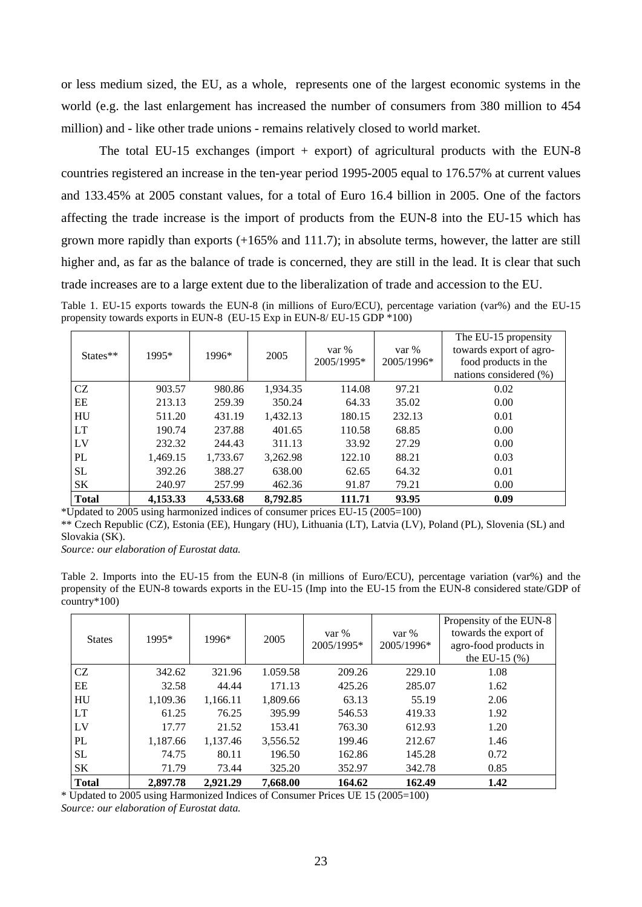or less medium sized, the EU, as a whole, represents one of the largest economic systems in the world (e.g. the last enlargement has increased the number of consumers from 380 million to 454 million) and - like other trade unions - remains relatively closed to world market.

The total EU-15 exchanges (import + export) of agricultural products with the EUN-8 countries registered an increase in the ten-year period 1995-2005 equal to 176.57% at current values and 133.45% at 2005 constant values, for a total of Euro 16.4 billion in 2005. One of the factors affecting the trade increase is the import of products from the EUN-8 into the EU-15 which has grown more rapidly than exports (+165% and 111.7); in absolute terms, however, the latter are still higher and, as far as the balance of trade is concerned, they are still in the lead. It is clear that such trade increases are to a large extent due to the liberalization of trade and accession to the EU.

Table 1. EU-15 exports towards the EUN-8 (in millions of Euro/ECU), percentage variation (var%) and the EU-15 propensity towards exports in EUN-8 (EU-15 Exp in EUN-8/ EU-15 GDP *100)

| States** | 1995* | 1996* | 2005 | var % 2005/1995* | var % 2005/1996* | The EU-15 propensity towards export of agro-food products in the nations considered (%) |
|---|---|---|---|---|---|---|
| CZ | 903.57 | 980.86 | 1,934.35 | 114.08 | 97.21 | 0.02 |
| EE | 213.13 | 259.39 | 350.24 | 64.33 | 35.02 | 0.00 |
| HU | 511.20 | 431.19 | 1,432.13 | 180.15 | 232.13 | 0.01 |
| LT | 190.74 | 237.88 | 401.65 | 110.58 | 68.85 | 0.00 |
| LV | 232.32 | 244.43 | 311.13 | 33.92 | 27.29 | 0.00 |
| PL | 1,469.15 | 1,733.67 | 3,262.98 | 122.10 | 88.21 | 0.03 |
| SL | 392.26 | 388.27 | 638.00 | 62.65 | 64.32 | 0.01 |
| SK | 240.97 | 257.99 | 462.36 | 91.87 | 79.21 | 0.00 |
| **Total** | **4,153.33** | **4,533.68** | **8,792.85** | **111.71** | **93.95** | **0.09** |

*Updated to 2005 using harmonized indices of consumer prices EU-15 (2005=100)

** Czech Republic (CZ), Estonia (EE), Hungary (HU), Lithuania (LT), Latvia (LV), Poland (PL), Slovenia (SL) and Slovakia (SK).

*Source: our elaboration of Eurostat data.*

Table 2. Imports into the EU-15 from the EUN-8 (in millions of Euro/ECU), percentage variation (var%) and the propensity of the EUN-8 towards exports in the EU-15 (Imp into the EU-15 from the EUN-8 considered state/GDP of country*100)

| States | 1995* | 1996* | 2005 | var % 2005/1995* | var % 2005/1996* | Propensity of the EUN-8 towards the export of agro-food products in the EU-15 (%) |
|---|---|---|---|---|---|---|
| CZ | 342.62 | 321.96 | 1.059.58 | 209.26 | 229.10 | 1.08 |
| EE | 32.58 | 44.44 | 171.13 | 425.26 | 285.07 | 1.62 |
| HU | 1,109.36 | 1,166.11 | 1,809.66 | 63.13 | 55.19 | 2.06 |
| LT | 61.25 | 76.25 | 395.99 | 546.53 | 419.33 | 1.92 |
| LV | 17.77 | 21.52 | 153.41 | 763.30 | 612.93 | 1.20 |
| PL | 1,187.66 | 1,137.46 | 3,556.52 | 199.46 | 212.67 | 1.46 |
| SL | 74.75 | 80.11 | 196.50 | 162.86 | 145.28 | 0.72 |
| SK | 71.79 | 73.44 | 325.20 | 352.97 | 342.78 | 0.85 |
| **Total** | **2,897.78** | **2,921.29** | **7,668.00** | **164.62** | **162.49** | **1.42** |

* Updated to 2005 using Harmonized Indices of Consumer Prices UE 15 (2005=100)

*Source: our elaboration of Eurostat data.*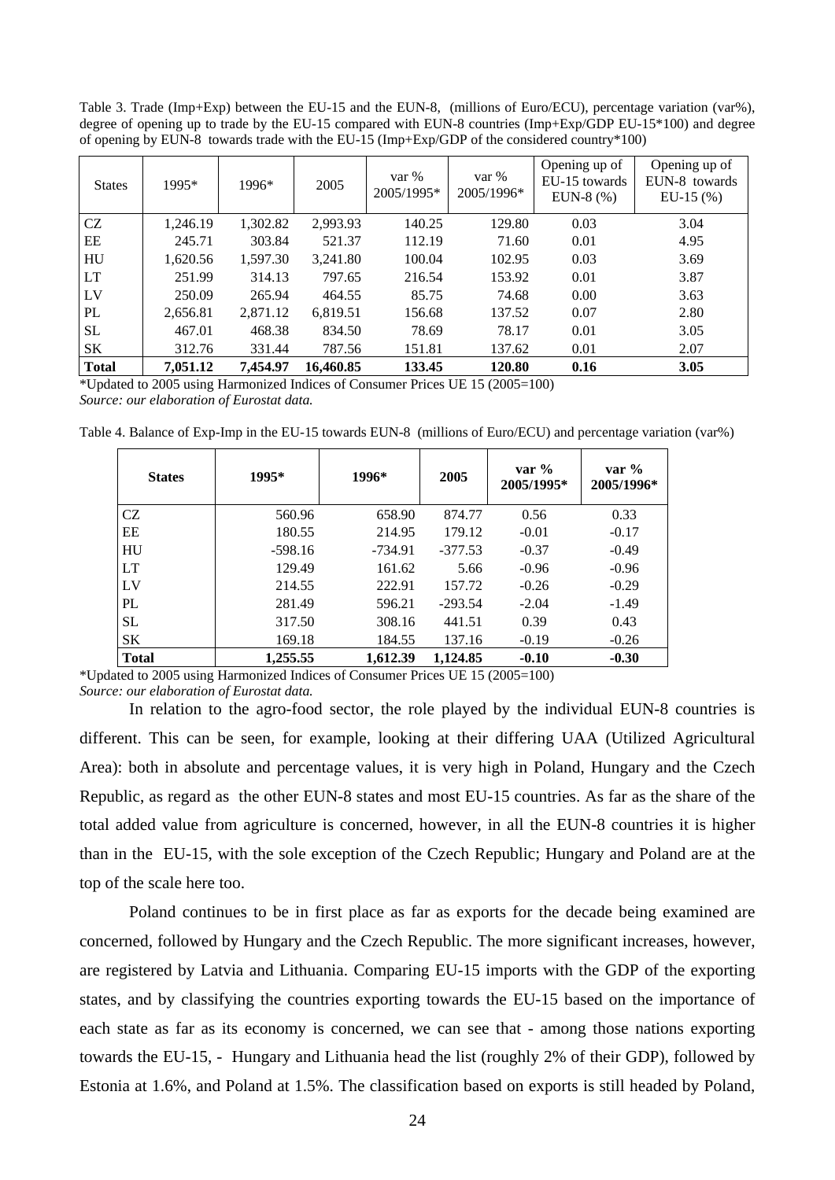Table 3. Trade (Imp+Exp) between the EU-15 and the EUN-8, (millions of Euro/ECU), percentage variation (var%), degree of opening up to trade by the EU-15 compared with EUN-8 countries (Imp+Exp/GDP EU-15*100) and degree of opening by EUN-8 towards trade with the EU-15 (Imp+Exp/GDP of the considered country*100)

| States | 1995* | 1996* | 2005 | var % 2005/1995* | var % 2005/1996* | Opening up of EU-15 towards EUN-8 (%) | Opening up of EUN-8 towards EU-15 (%) |
|---|---|---|---|---|---|---|---|
| CZ | 1,246.19 | 1,302.82 | 2,993.93 | 140.25 | 129.80 | 0.03 | 3.04 |
| EE | 245.71 | 303.84 | 521.37 | 112.19 | 71.60 | 0.01 | 4.95 |
| HU | 1,620.56 | 1,597.30 | 3,241.80 | 100.04 | 102.95 | 0.03 | 3.69 |
| LT | 251.99 | 314.13 | 797.65 | 216.54 | 153.92 | 0.01 | 3.87 |
| LV | 250.09 | 265.94 | 464.55 | 85.75 | 74.68 | 0.00 | 3.63 |
| PL | 2,656.81 | 2,871.12 | 6,819.51 | 156.68 | 137.52 | 0.07 | 2.80 |
| SL | 467.01 | 468.38 | 834.50 | 78.69 | 78.17 | 0.01 | 3.05 |
| SK | 312.76 | 331.44 | 787.56 | 151.81 | 137.62 | 0.01 | 2.07 |
| **Total** | **7,051.12** | **7,454.97** | **16,460.85** | **133.45** | **120.80** | **0.16** | **3.05** |

*Updated to 2005 using Harmonized Indices of Consumer Prices UE 15 (2005=100)
*Source: our elaboration of Eurostat data.*

Table 4. Balance of Exp-Imp in the EU-15 towards EUN-8 (millions of Euro/ECU) and percentage variation (var%)

| States | 1995* | 1996* | 2005 | var % 2005/1995* | var % 2005/1996* |
|---|---|---|---|---|---|
| CZ | 560.96 | 658.90 | 874.77 | 0.56 | 0.33 |
| EE | 180.55 | 214.95 | 179.12 | -0.01 | -0.17 |
| HU | -598.16 | -734.91 | -377.53 | -0.37 | -0.49 |
| LT | 129.49 | 161.62 | 5.66 | -0.96 | -0.96 |
| LV | 214.55 | 222.91 | 157.72 | -0.26 | -0.29 |
| PL | 281.49 | 596.21 | -293.54 | -2.04 | -1.49 |
| SL | 317.50 | 308.16 | 441.51 | 0.39 | 0.43 |
| SK | 169.18 | 184.55 | 137.16 | -0.19 | -0.26 |
| **Total** | **1,255.55** | **1,612.39** | **1,124.85** | **-0.10** | **-0.30** |

*Updated to 2005 using Harmonized Indices of Consumer Prices UE 15 (2005=100)
*Source: our elaboration of Eurostat data.*

In relation to the agro-food sector, the role played by the individual EUN-8 countries is different. This can be seen, for example, looking at their differing UAA (Utilized Agricultural Area): both in absolute and percentage values, it is very high in Poland, Hungary and the Czech Republic, as regard as the other EUN-8 states and most EU-15 countries. As far as the share of the total added value from agriculture is concerned, however, in all the EUN-8 countries it is higher than in the EU-15, with the sole exception of the Czech Republic; Hungary and Poland are at the top of the scale here too.

Poland continues to be in first place as far as exports for the decade being examined are concerned, followed by Hungary and the Czech Republic. The more significant increases, however, are registered by Latvia and Lithuania. Comparing EU-15 imports with the GDP of the exporting states, and by classifying the countries exporting towards the EU-15 based on the importance of each state as far as its economy is concerned, we can see that - among those nations exporting towards the EU-15, - Hungary and Lithuania head the list (roughly 2% of their GDP), followed by Estonia at 1.6%, and Poland at 1.5%. The classification based on exports is still headed by Poland,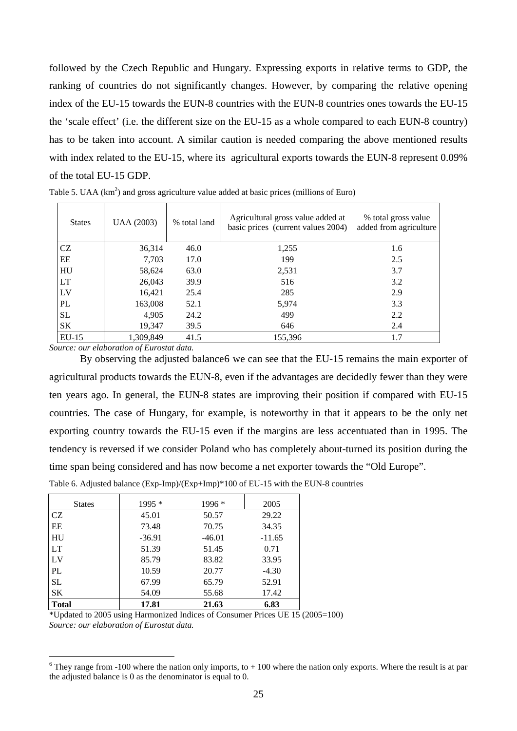followed by the Czech Republic and Hungary. Expressing exports in relative terms to GDP, the ranking of countries do not significantly changes. However, by comparing the relative opening index of the EU-15 towards the EUN-8 countries with the EUN-8 countries ones towards the EU-15 the 'scale effect' (i.e. the different size on the EU-15 as a whole compared to each EUN-8 country) has to be taken into account. A similar caution is needed comparing the above mentioned results with index related to the EU-15, where its agricultural exports towards the EUN-8 represent 0.09% of the total EU-15 GDP.

Table 5. UAA (km$^2$) and gross agriculture value added at basic prices (millions of Euro)

| States | UAA (2003) | % total land | Agricultural gross value added at basic prices (current values 2004) | % total gross value added from agriculture |
|---|---|---|---|---|
| CZ | 36,314 | 46.0 | 1,255 | 1.6 |
| EE | 7,703 | 17.0 | 199 | 2.5 |
| HU | 58,624 | 63.0 | 2,531 | 3.7 |
| LT | 26,043 | 39.9 | 516 | 3.2 |
| LV | 16,421 | 25.4 | 285 | 2.9 |
| PL | 163,008 | 52.1 | 5,974 | 3.3 |
| SL | 4,905 | 24.2 | 499 | 2.2 |
| SK | 19,347 | 39.5 | 646 | 2.4 |
| EU-15 | 1,309,849 | 41.5 | 155,396 | 1.7 |

*Source: our elaboration of Eurostat data.*

By observing the adjusted balance[6] we can see that the EU-15 remains the main exporter of agricultural products towards the EUN-8, even if the advantages are decidedly fewer than they were ten years ago. In general, the EUN-8 states are improving their position if compared with EU-15 countries. The case of Hungary, for example, is noteworthy in that it appears to be the only net exporting country towards the EU-15 even if the margins are less accentuated than in 1995. The tendency is reversed if we consider Poland who has completely about-turned its position during the time span being considered and has now become a net exporter towards the "Old Europe".

Table 6. Adjusted balance (Exp-Imp)/(Exp+Imp)*100 of EU-15 with the EUN-8 countries

| States | 1995 * | 1996 * | 2005 |
|---|---|---|---|
| CZ | 45.01 | 50.57 | 29.22 |
| EE | 73.48 | 70.75 | 34.35 |
| HU | -36.91 | -46.01 | -11.65 |
| LT | 51.39 | 51.45 | 0.71 |
| LV | 85.79 | 83.82 | 33.95 |
| PL | 10.59 | 20.77 | -4.30 |
| SL | 67.99 | 65.79 | 52.91 |
| SK | 54.09 | 55.68 | 17.42 |
| **Total** | **17.81** | **21.63** | **6.83** |

*Updated to 2005 using Harmonized Indices of Consumer Prices UE 15 (2005=100)
*Source: our elaboration of Eurostat data.*

[6] They range from -100 where the nation only imports, to + 100 where the nation only exports. Where the result is at par the adjusted balance is 0 as the denominator is equal to 0.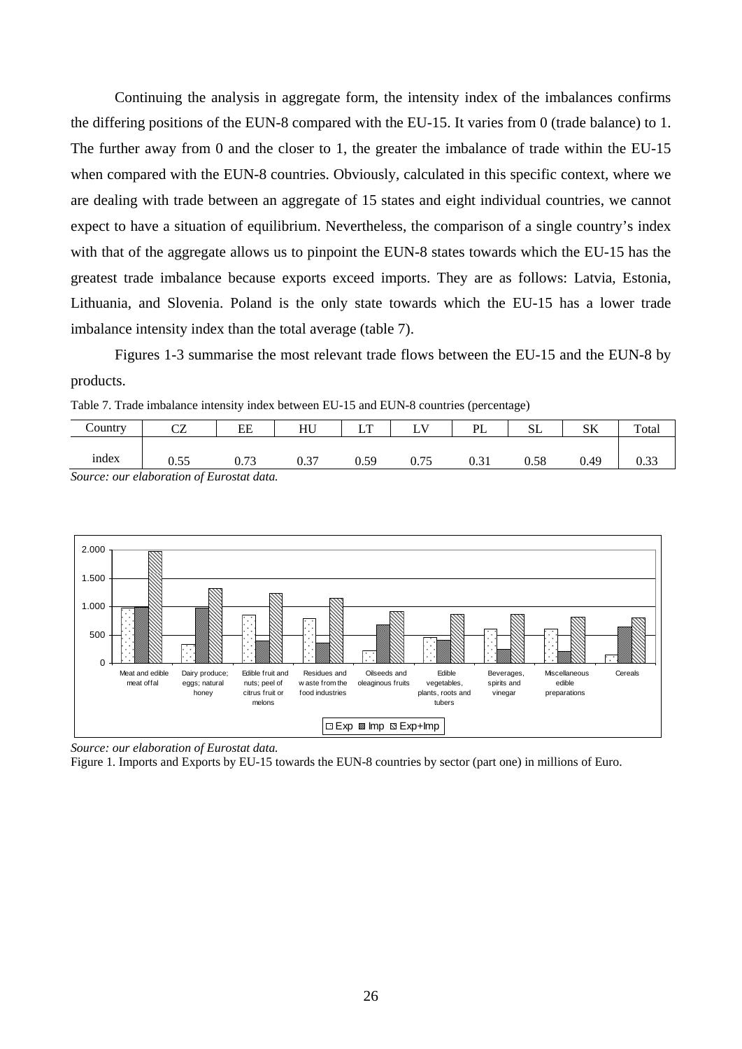Continuing the analysis in aggregate form, the intensity index of the imbalances confirms the differing positions of the EUN-8 compared with the EU-15. It varies from 0 (trade balance) to 1. The further away from 0 and the closer to 1, the greater the imbalance of trade within the EU-15 when compared with the EUN-8 countries. Obviously, calculated in this specific context, where we are dealing with trade between an aggregate of 15 states and eight individual countries, we cannot expect to have a situation of equilibrium. Nevertheless, the comparison of a single country's index with that of the aggregate allows us to pinpoint the EUN-8 states towards which the EU-15 has the greatest trade imbalance because exports exceed imports. They are as follows: Latvia, Estonia, Lithuania, and Slovenia. Poland is the only state towards which the EU-15 has a lower trade imbalance intensity index than the total average (table 7).

Figures 1-3 summarise the most relevant trade flows between the EU-15 and the EUN-8 by products.

Table 7. Trade imbalance intensity index between EU-15 and EUN-8 countries (percentage)

| Country | CZ | EE | HU | LT | LV | PL | SL | SK | Total |
|---|---|---|---|---|---|---|---|---|---|
| index | 0.55 | 0.73 | 0.37 | 0.59 | 0.75 | 0.31 | 0.58 | 0.49 | 0.33 |

*Source: our elaboration of Eurostat data.*

*Source: our elaboration of Eurostat data.*

Figure 1. Imports and Exports by EU-15 towards the EUN-8 countries by sector (part one) in millions of Euro.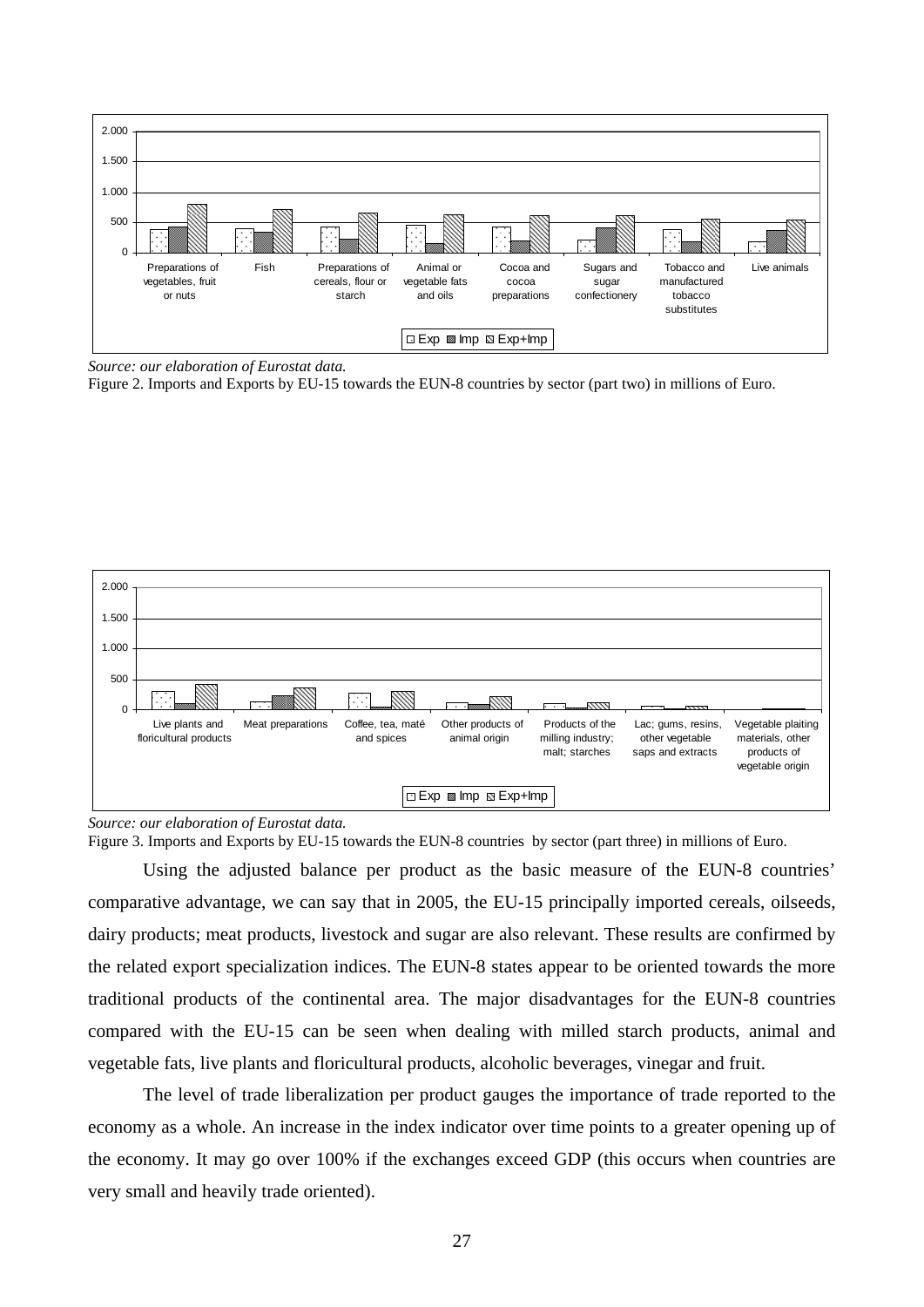*Source: our elaboration of Eurostat data.*

Figure 2. Imports and Exports by EU-15 towards the EUN-8 countries by sector (part two) in millions of Euro.

*Source: our elaboration of Eurostat data.*

Figure 3. Imports and Exports by EU-15 towards the EUN-8 countries by sector (part three) in millions of Euro.

Using the adjusted balance per product as the basic measure of the EUN-8 countries' comparative advantage, we can say that in 2005, the EU-15 principally imported cereals, oilseeds, dairy products; meat products, livestock and sugar are also relevant. These results are confirmed by the related export specialization indices. The EUN-8 states appear to be oriented towards the more traditional products of the continental area. The major disadvantages for the EUN-8 countries compared with the EU-15 can be seen when dealing with milled starch products, animal and vegetable fats, live plants and floricultural products, alcoholic beverages, vinegar and fruit.

The level of trade liberalization per product gauges the importance of trade reported to the economy as a whole. An increase in the index indicator over time points to a greater opening up of the economy. It may go over 100% if the exchanges exceed GDP (this occurs when countries are very small and heavily trade oriented).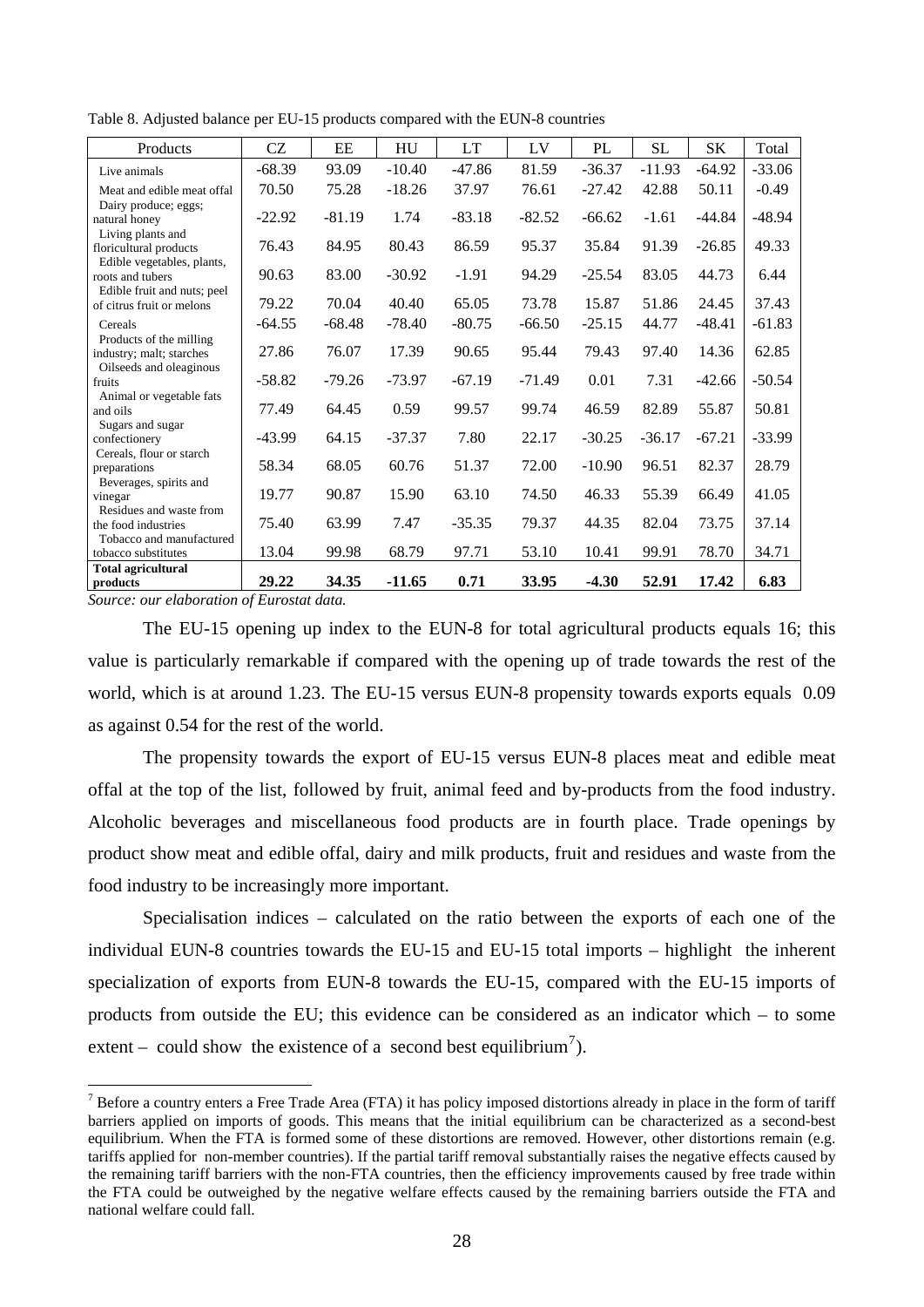Table 8. Adjusted balance per EU-15 products compared with the EUN-8 countries

| Products | CZ | EE | HU | LT | LV | PL | SL | SK | Total |
|---|---|---|---|---|---|---|---|---|---|
| Live animals | -68.39 | 93.09 | -10.40 | -47.86 | 81.59 | -36.37 | -11.93 | -64.92 | -33.06 |
| Meat and edible meat offal | 70.50 | 75.28 | -18.26 | 37.97 | 76.61 | -27.42 | 42.88 | 50.11 | -0.49 |
| Dairy produce; eggs; natural honey | -22.92 | -81.19 | 1.74 | -83.18 | -82.52 | -66.62 | -1.61 | -44.84 | -48.94 |
| Living plants and floricultural products | 76.43 | 84.95 | 80.43 | 86.59 | 95.37 | 35.84 | 91.39 | -26.85 | 49.33 |
| Edible vegetables, plants, roots and tubers | 90.63 | 83.00 | -30.92 | -1.91 | 94.29 | -25.54 | 83.05 | 44.73 | 6.44 |
| Edible fruit and nuts; peel of citrus fruit or melons | 79.22 | 70.04 | 40.40 | 65.05 | 73.78 | 15.87 | 51.86 | 24.45 | 37.43 |
| Cereals | -64.55 | -68.48 | -78.40 | -80.75 | -66.50 | -25.15 | 44.77 | -48.41 | -61.83 |
| Products of the milling industry; malt; starches | 27.86 | 76.07 | 17.39 | 90.65 | 95.44 | 79.43 | 97.40 | 14.36 | 62.85 |
| Oilseeds and oleaginous fruits | -58.82 | -79.26 | -73.97 | -67.19 | -71.49 | 0.01 | 7.31 | -42.66 | -50.54 |
| Animal or vegetable fats and oils | 77.49 | 64.45 | 0.59 | 99.57 | 99.74 | 46.59 | 82.89 | 55.87 | 50.81 |
| Sugars and sugar confectionery | -43.99 | 64.15 | -37.37 | 7.80 | 22.17 | -30.25 | -36.17 | -67.21 | -33.99 |
| Cereals, flour or starch preparations | 58.34 | 68.05 | 60.76 | 51.37 | 72.00 | -10.90 | 96.51 | 82.37 | 28.79 |
| Beverages, spirits and vinegar | 19.77 | 90.87 | 15.90 | 63.10 | 74.50 | 46.33 | 55.39 | 66.49 | 41.05 |
| Residues and waste from the food industries | 75.40 | 63.99 | 7.47 | -35.35 | 79.37 | 44.35 | 82.04 | 73.75 | 37.14 |
| Tobacco and manufactured tobacco substitutes | 13.04 | 99.98 | 68.79 | 97.71 | 53.10 | 10.41 | 99.91 | 78.70 | 34.71 |
| **Total agricultural products** | **29.22** | **34.35** | **-11.65** | **0.71** | **33.95** | **-4.30** | **52.91** | **17.42** | **6.83** |

*Source: our elaboration of Eurostat data.*

The EU-15 opening up index to the EUN-8 for total agricultural products equals 16; this value is particularly remarkable if compared with the opening up of trade towards the rest of the world, which is at around 1.23. The EU-15 versus EUN-8 propensity towards exports equals 0.09 as against 0.54 for the rest of the world.

The propensity towards the export of EU-15 versus EUN-8 places meat and edible meat offal at the top of the list, followed by fruit, animal feed and by-products from the food industry. Alcoholic beverages and miscellaneous food products are in fourth place. Trade openings by product show meat and edible offal, dairy and milk products, fruit and residues and waste from the food industry to be increasingly more important.

Specialisation indices – calculated on the ratio between the exports of each one of the individual EUN-8 countries towards the EU-15 and EU-15 total imports – highlight the inherent specialization of exports from EUN-8 towards the EU-15, compared with the EU-15 imports of products from outside the EU; this evidence can be considered as an indicator which – to some extent – could show the existence of a second best equilibrium[7]).

[7] Before a country enters a Free Trade Area (FTA) it has policy imposed distortions already in place in the form of tariff barriers applied on imports of goods. This means that the initial equilibrium can be characterized as a second-best equilibrium. When the FTA is formed some of these distortions are removed. However, other distortions remain (e.g. tariffs applied for non-member countries). If the partial tariff removal substantially raises the negative effects caused by the remaining tariff barriers with the non-FTA countries, then the efficiency improvements caused by free trade within the FTA could be outweighed by the negative welfare effects caused by the remaining barriers outside the FTA and national welfare could fall.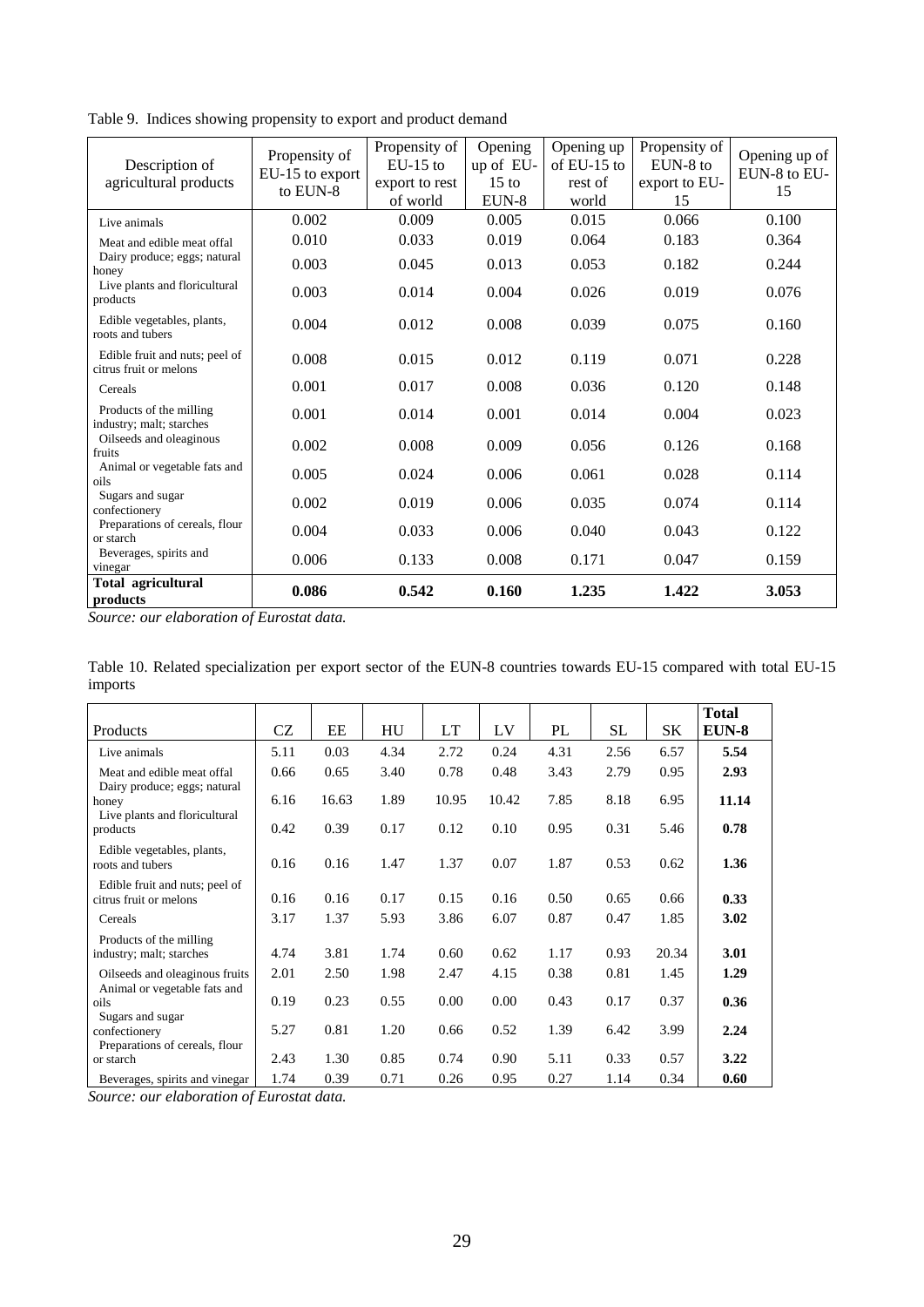Table 9. Indices showing propensity to export and product demand

| Description of agricultural products | Propensity of EU-15 to export to EUN-8 | Propensity of EU-15 to export to rest of world | Opening up of EU-15 to EUN-8 | Opening up of EU-15 to rest of world | Propensity of EUN-8 to export to EU-15 | Opening up of EUN-8 to EU-15 |
|---|---|---|---|---|---|---|
| Live animals | 0.002 | 0.009 | 0.005 | 0.015 | 0.066 | 0.100 |
| Meat and edible meat offal | 0.010 | 0.033 | 0.019 | 0.064 | 0.183 | 0.364 |
| Dairy produce; eggs; natural honey | 0.003 | 0.045 | 0.013 | 0.053 | 0.182 | 0.244 |
| Live plants and floricultural products | 0.003 | 0.014 | 0.004 | 0.026 | 0.019 | 0.076 |
| Edible vegetables, plants, roots and tubers | 0.004 | 0.012 | 0.008 | 0.039 | 0.075 | 0.160 |
| Edible fruit and nuts; peel of citrus fruit or melons | 0.008 | 0.015 | 0.012 | 0.119 | 0.071 | 0.228 |
| Cereals | 0.001 | 0.017 | 0.008 | 0.036 | 0.120 | 0.148 |
| Products of the milling industry; malt; starches | 0.001 | 0.014 | 0.001 | 0.014 | 0.004 | 0.023 |
| Oilseeds and oleaginous fruits | 0.002 | 0.008 | 0.009 | 0.056 | 0.126 | 0.168 |
| Animal or vegetable fats and oils | 0.005 | 0.024 | 0.006 | 0.061 | 0.028 | 0.114 |
| Sugars and sugar confectionery | 0.002 | 0.019 | 0.006 | 0.035 | 0.074 | 0.114 |
| Preparations of cereals, flour or starch | 0.004 | 0.033 | 0.006 | 0.040 | 0.043 | 0.122 |
| Beverages, spirits and vinegar | 0.006 | 0.133 | 0.008 | 0.171 | 0.047 | 0.159 |
| **Total agricultural products** | **0.086** | **0.542** | **0.160** | **1.235** | **1.422** | **3.053** |

*Source: our elaboration of Eurostat data.*

Table 10. Related specialization per export sector of the EUN-8 countries towards EU-15 compared with total EU-15 imports

| Products | CZ | EE | HU | LT | LV | PL | SL | SK | Total EUN-8 |
|---|---|---|---|---|---|---|---|---|---|
| Live animals | 5.11 | 0.03 | 4.34 | 2.72 | 0.24 | 4.31 | 2.56 | 6.57 | **5.54** |
| Meat and edible meat offal | 0.66 | 0.65 | 3.40 | 0.78 | 0.48 | 3.43 | 2.79 | 0.95 | **2.93** |
| Dairy produce; eggs; natural honey | 6.16 | 16.63 | 1.89 | 10.95 | 10.42 | 7.85 | 8.18 | 6.95 | **11.14** |
| Live plants and floricultural products | 0.42 | 0.39 | 0.17 | 0.12 | 0.10 | 0.95 | 0.31 | 5.46 | **0.78** |
| Edible vegetables, plants, roots and tubers | 0.16 | 0.16 | 1.47 | 1.37 | 0.07 | 1.87 | 0.53 | 0.62 | **1.36** |
| Edible fruit and nuts; peel of citrus fruit or melons | 0.16 | 0.16 | 0.17 | 0.15 | 0.16 | 0.50 | 0.65 | 0.66 | **0.33** |
| Cereals | 3.17 | 1.37 | 5.93 | 3.86 | 6.07 | 0.87 | 0.47 | 1.85 | **3.02** |
| Products of the milling industry; malt; starches | 4.74 | 3.81 | 1.74 | 0.60 | 0.62 | 1.17 | 0.93 | 20.34 | **3.01** |
| Oilseeds and oleaginous fruits | 2.01 | 2.50 | 1.98 | 2.47 | 4.15 | 0.38 | 0.81 | 1.45 | **1.29** |
| Animal or vegetable fats and oils | 0.19 | 0.23 | 0.55 | 0.00 | 0.00 | 0.43 | 0.17 | 0.37 | **0.36** |
| Sugars and sugar confectionery | 5.27 | 0.81 | 1.20 | 0.66 | 0.52 | 1.39 | 6.42 | 3.99 | **2.24** |
| Preparations of cereals, flour or starch | 2.43 | 1.30 | 0.85 | 0.74 | 0.90 | 5.11 | 0.33 | 0.57 | **3.22** |
| Beverages, spirits and vinegar | 1.74 | 0.39 | 0.71 | 0.26 | 0.95 | 0.27 | 1.14 | 0.34 | **0.60** |

*Source: our elaboration of Eurostat data.*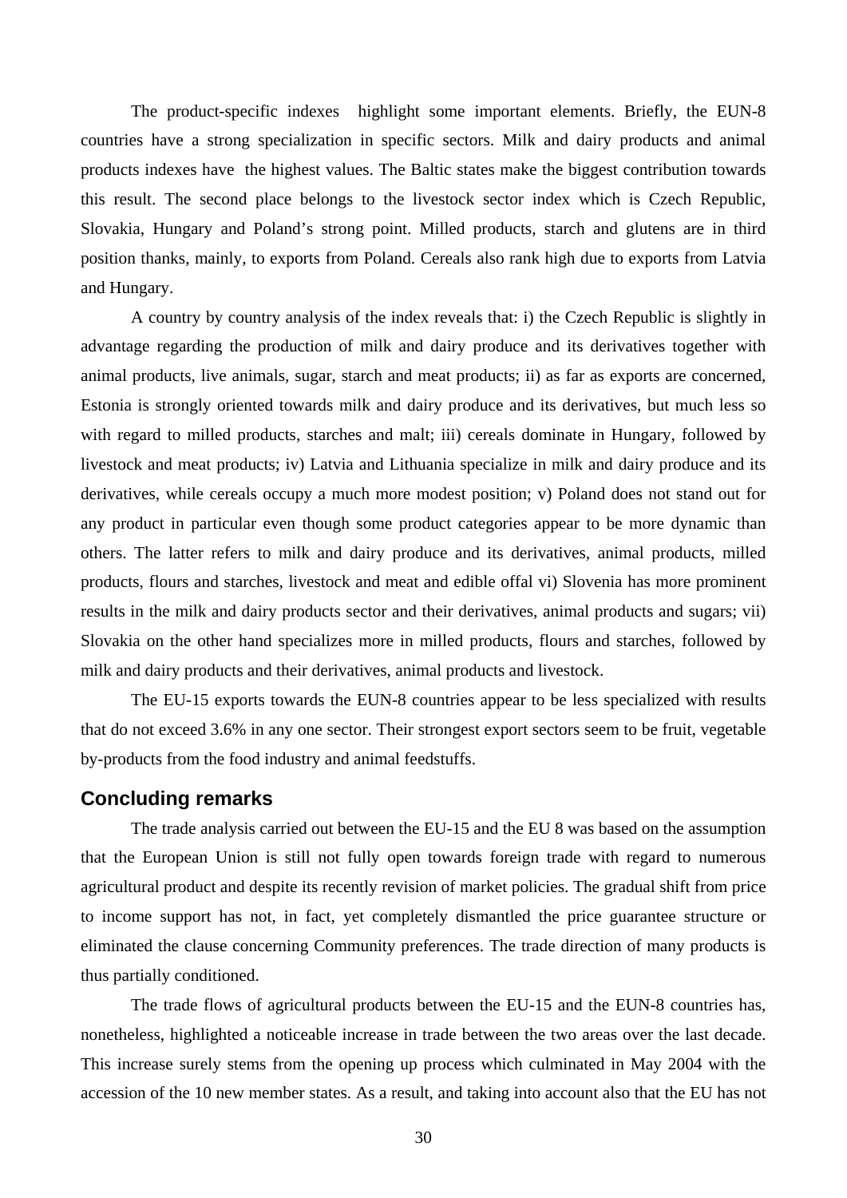The product-specific indexes highlight some important elements. Briefly, the EUN-8 countries have a strong specialization in specific sectors. Milk and dairy products and animal products indexes have the highest values. The Baltic states make the biggest contribution towards this result. The second place belongs to the livestock sector index which is Czech Republic, Slovakia, Hungary and Poland's strong point. Milled products, starch and glutens are in third position thanks, mainly, to exports from Poland. Cereals also rank high due to exports from Latvia and Hungary.

A country by country analysis of the index reveals that: i) the Czech Republic is slightly in advantage regarding the production of milk and dairy produce and its derivatives together with animal products, live animals, sugar, starch and meat products; ii) as far as exports are concerned, Estonia is strongly oriented towards milk and dairy produce and its derivatives, but much less so with regard to milled products, starches and malt; iii) cereals dominate in Hungary, followed by livestock and meat products; iv) Latvia and Lithuania specialize in milk and dairy produce and its derivatives, while cereals occupy a much more modest position; v) Poland does not stand out for any product in particular even though some product categories appear to be more dynamic than others. The latter refers to milk and dairy produce and its derivatives, animal products, milled products, flours and starches, livestock and meat and edible offal vi) Slovenia has more prominent results in the milk and dairy products sector and their derivatives, animal products and sugars; vii) Slovakia on the other hand specializes more in milled products, flours and starches, followed by milk and dairy products and their derivatives, animal products and livestock.

The EU-15 exports towards the EUN-8 countries appear to be less specialized with results that do not exceed 3.6% in any one sector. Their strongest export sectors seem to be fruit, vegetable by-products from the food industry and animal feedstuffs.

## Concluding remarks

The trade analysis carried out between the EU-15 and the EU 8 was based on the assumption that the European Union is still not fully open towards foreign trade with regard to numerous agricultural product and despite its recently revision of market policies. The gradual shift from price to income support has not, in fact, yet completely dismantled the price guarantee structure or eliminated the clause concerning Community preferences. The trade direction of many products is thus partially conditioned.

The trade flows of agricultural products between the EU-15 and the EUN-8 countries has, nonetheless, highlighted a noticeable increase in trade between the two areas over the last decade. This increase surely stems from the opening up process which culminated in May 2004 with the accession of the 10 new member states. As a result, and taking into account also that the EU has not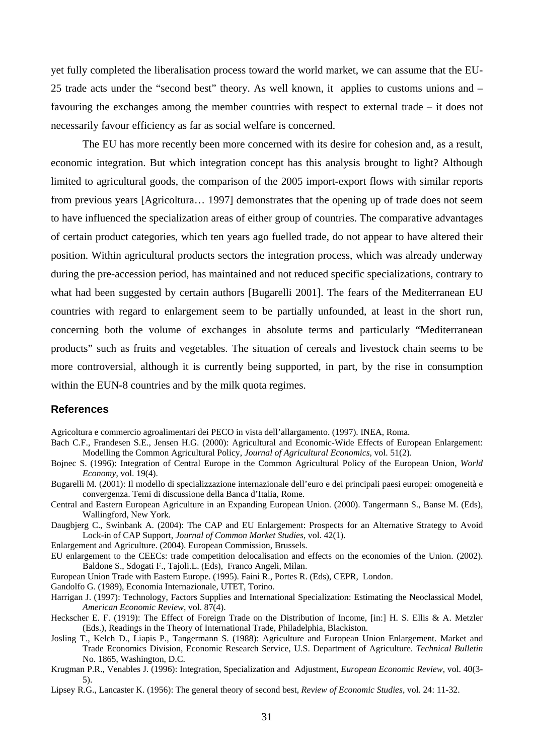yet fully completed the liberalisation process toward the world market, we can assume that the EU-25 trade acts under the "second best" theory. As well known, it applies to customs unions and – favouring the exchanges among the member countries with respect to external trade – it does not necessarily favour efficiency as far as social welfare is concerned.

The EU has more recently been more concerned with its desire for cohesion and, as a result, economic integration. But which integration concept has this analysis brought to light? Although limited to agricultural goods, the comparison of the 2005 import-export flows with similar reports from previous years [Agricoltura… 1997] demonstrates that the opening up of trade does not seem to have influenced the specialization areas of either group of countries. The comparative advantages of certain product categories, which ten years ago fuelled trade, do not appear to have altered their position. Within agricultural products sectors the integration process, which was already underway during the pre-accession period, has maintained and not reduced specific specializations, contrary to what had been suggested by certain authors [Bugarelli 2001]. The fears of the Mediterranean EU countries with regard to enlargement seem to be partially unfounded, at least in the short run, concerning both the volume of exchanges in absolute terms and particularly "Mediterranean products" such as fruits and vegetables. The situation of cereals and livestock chain seems to be more controversial, although it is currently being supported, in part, by the rise in consumption within the EUN-8 countries and by the milk quota regimes.

## References

Agricoltura e commercio agroalimentari dei PECO in vista dell'allargamento. (1997). INEA, Roma.

Bach C.F., Frandesen S.E., Jensen H.G. (2000): Agricultural and Economic-Wide Effects of European Enlargement: Modelling the Common Agricultural Policy, *Journal of Agricultural Economics*, vol. 51(2).

Bojnec S. (1996): Integration of Central Europe in the Common Agricultural Policy of the European Union, *World Economy*, vol. 19(4).

Bugarelli M. (2001): Il modello di specializzazione internazionale dell'euro e dei principali paesi europei: omogeneità e convergenza. Temi di discussione della Banca d'Italia, Rome.

Central and Eastern European Agriculture in an Expanding European Union. (2000). Tangermann S., Banse M. (Eds), Wallingford, New York.

Daugbjerg C., Swinbank A. (2004): The CAP and EU Enlargement: Prospects for an Alternative Strategy to Avoid Lock-in of CAP Support, *Journal of Common Market Studies*, vol. 42(1).

Enlargement and Agriculture. (2004). European Commission, Brussels.

EU enlargement to the CEECs: trade competition delocalisation and effects on the economies of the Union. (2002). Baldone S., Sdogati F., Tajoli.L. (Eds), Franco Angeli, Milan.

European Union Trade with Eastern Europe. (1995). Faini R., Portes R. (Eds), CEPR, London.

Gandolfo G. (1989), Economia Internazionale, UTET, Torino.

Harrigan J. (1997): Technology, Factors Supplies and International Specialization: Estimating the Neoclassical Model, *American Economic Review*, vol. 87(4).

Heckscher E. F. (1919): The Effect of Foreign Trade on the Distribution of Income, [in:] H. S. Ellis & A. Metzler (Eds.), Readings in the Theory of International Trade, Philadelphia, Blackiston.

Josling T., Kelch D., Liapis P., Tangermann S. (1988): Agriculture and European Union Enlargement. Market and Trade Economics Division, Economic Research Service, U.S. Department of Agriculture. *Technical Bulletin* No. 1865, Washington, D.C.

Krugman P.R., Venables J. (1996): Integration, Specialization and Adjustment, *European Economic Review*, vol. 40(3-5).

Lipsey R.G., Lancaster K. (1956): The general theory of second best, *Review of Economic Studies*, vol. 24: 11-32.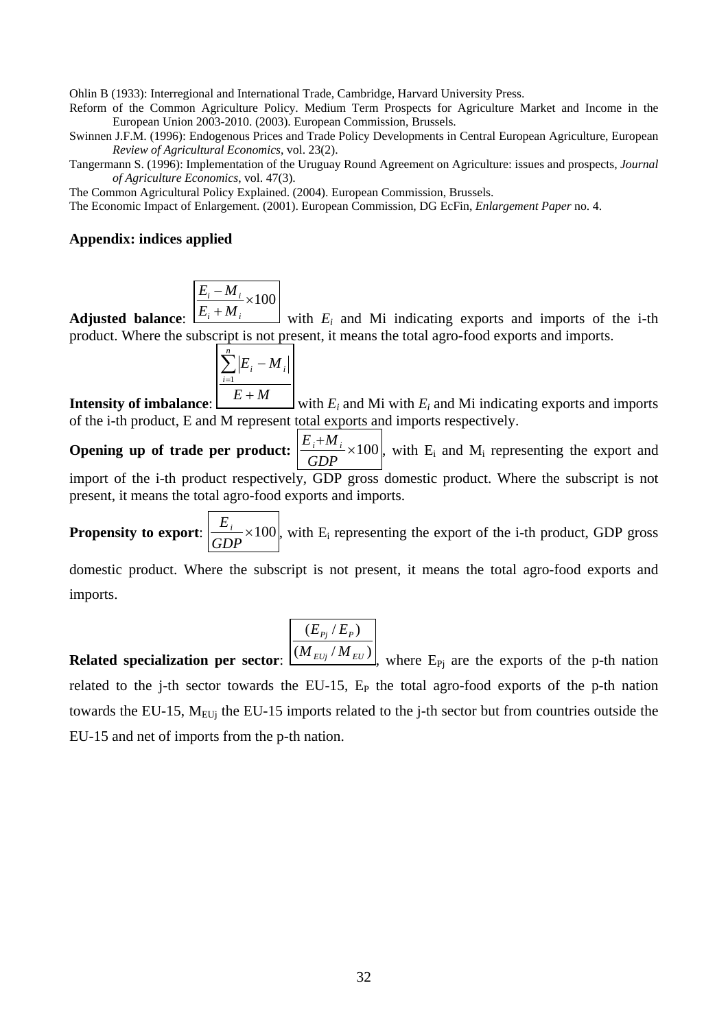Ohlin B (1933): Interregional and International Trade, Cambridge, Harvard University Press.

Reform of the Common Agriculture Policy. Medium Term Prospects for Agriculture Market and Income in the European Union 2003-2010. (2003). European Commission, Brussels.

Swinnen J.F.M. (1996): Endogenous Prices and Trade Policy Developments in Central European Agriculture, European *Review of Agricultural Economics*, vol. 23(2).

Tangermann S. (1996): Implementation of the Uruguay Round Agreement on Agriculture: issues and prospects, *Journal of Agriculture Economics*, vol. 47(3).

The Common Agricultural Policy Explained. (2004). European Commission, Brussels.

The Economic Impact of Enlargement. (2001). European Commission, DG EcFin, *Enlargement Paper* no. 4.

**Appendix: indices applied**

**Adjusted balance**: $\frac{E_i - M_i}{E_i + M_i} \times 100$ with $E_i$ and Mi indicating exports and imports of the i-th product. Where the subscript is not present, it means the total agro-food exports and imports.

**Intensity of imbalance**: $\frac{\sum_{i=1}^{n} |E_i - M_i|}{E + M}$ with $E_i$ and Mi with $E_i$ and Mi indicating exports and imports of the i-th product, E and M represent total exports and imports respectively.

**Opening up of trade per product:** $\frac{E_i + M_i}{GDP} \times 100$, with $E_i$ and $M_i$ representing the export and import of the i-th product respectively, GDP gross domestic product. Where the subscript is not present, it means the total agro-food exports and imports.

**Propensity to export**: $\frac{E_i}{GDP} \times 100$, with $E_i$ representing the export of the i-th product, GDP gross domestic product. Where the subscript is not present, it means the total agro-food exports and imports.

**Related specialization per sector**: $\frac{(E_{Pj} / E_P)}{(M_{EUj} / M_{EU})}$, where $E_{Pj}$ are the exports of the p-th nation related to the j-th sector towards the EU-15, $E_P$ the total agro-food exports of the p-th nation towards the EU-15, $M_{EUj}$ the EU-15 imports related to the j-th sector but from countries outside the EU-15 and net of imports from the p-th nation.